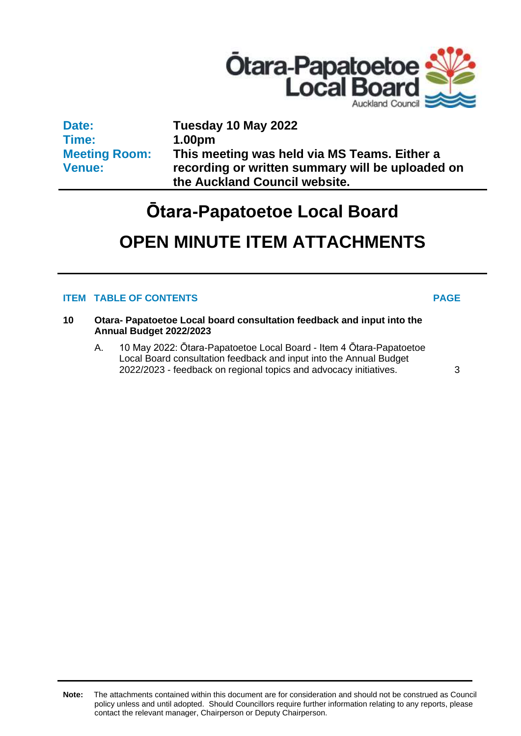Ōtara-Papatoetoe Local Board
Auckland Council

| | |
|---|---|
| **Date:** | **Tuesday 10 May 2022** |
| **Time:** | **1.00pm** |
| **Meeting Room:** | **This meeting was held via MS Teams. Either a recording or written summary will be uploaded on the Auckland Council website.** |
| **Venue:** | |

# Ōtara-Papatoetoe Local Board

# OPEN MINUTE ITEM ATTACHMENTS

| ITEM | TABLE OF CONTENTS | PAGE |
|---|---|---|
| **10** | **Otara- Papatoetoe Local board consultation feedback and input into the Annual Budget 2022/2023** | |
| | A. 10 May 2022: Ōtara-Papatoetoe Local Board - Item 4 Ōtara-Papatoetoe Local Board consultation feedback and input into the Annual Budget 2022/2023 - feedback on regional topics and advocacy initiatives. | 3 |

**Note:** The attachments contained within this document are for consideration and should not be construed as Council policy unless and until adopted. Should Councillors require further information relating to any reports, please contact the relevant manager, Chairperson or Deputy Chairperson.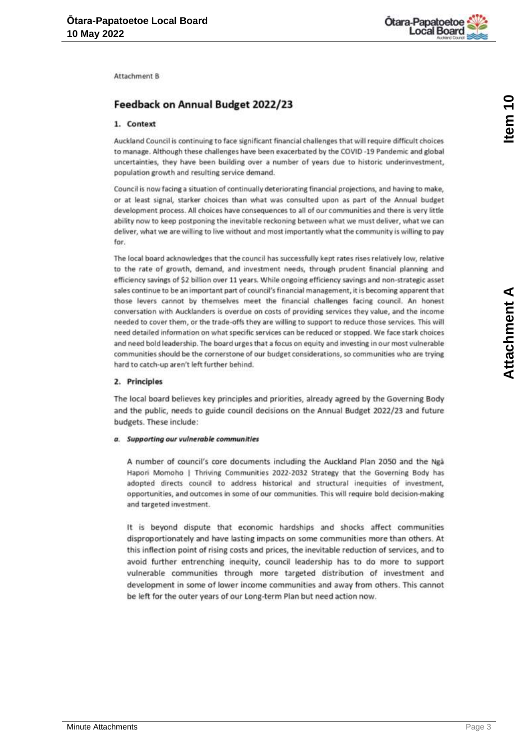Attachment B

## Feedback on Annual Budget 2022/23

### 1. Context

Auckland Council is continuing to face significant financial challenges that will require difficult choices to manage. Although these challenges have been exacerbated by the COVID -19 Pandemic and global uncertainties, they have been building over a number of years due to historic underinvestment, population growth and resulting service demand.

Council is now facing a situation of continually deteriorating financial projections, and having to make, or at least signal, starker choices than what was consulted upon as part of the Annual budget development process. All choices have consequences to all of our communities and there is very little ability now to keep postponing the inevitable reckoning between what we must deliver, what we can deliver, what we are willing to live without and most importantly what the community is willing to pay for.

The local board acknowledges that the council has successfully kept rates rises relatively low, relative to the rate of growth, demand, and investment needs, through prudent financial planning and efficiency savings of $2 billion over 11 years. While ongoing efficiency savings and non-strategic asset sales continue to be an important part of council's financial management, it is becoming apparent that those levers cannot by themselves meet the financial challenges facing council. An honest conversation with Aucklanders is overdue on costs of providing services they value, and the income needed to cover them, or the trade-offs they are willing to support to reduce those services. This will need detailed information on what specific services can be reduced or stopped. We face stark choices and need bold leadership. The board urges that a focus on equity and investing in our most vulnerable communities should be the cornerstone of our budget considerations, so communities who are trying hard to catch-up aren't left further behind.

### 2. Principles

The local board believes key principles and priorities, already agreed by the Governing Body and the public, needs to guide council decisions on the Annual Budget 2022/23 and future budgets. These include:

#### a. *Supporting our vulnerable communities*

A number of council's core documents including the Auckland Plan 2050 and the Ngā Hapori Momoho | Thriving Communities 2022-2032 Strategy that the Governing Body has adopted directs council to address historical and structural inequities of investment, opportunities, and outcomes in some of our communities. This will require bold decision-making and targeted investment.

It is beyond dispute that economic hardships and shocks affect communities disproportionately and have lasting impacts on some communities more than others. At this inflection point of rising costs and prices, the inevitable reduction of services, and to avoid further entrenching inequity, council leadership has to do more to support vulnerable communities through more targeted distribution of investment and development in some of lower income communities and away from others. This cannot be left for the outer years of our Long-term Plan but need action now.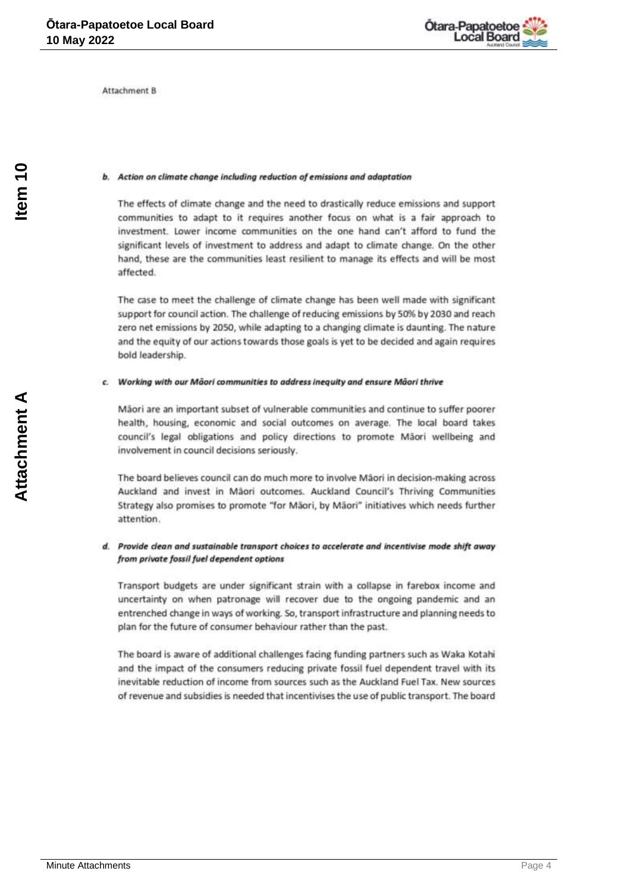Attachment B

*b. Action on climate change including reduction of emissions and adaptation*

The effects of climate change and the need to drastically reduce emissions and support communities to adapt to it requires another focus on what is a fair approach to investment. Lower income communities on the one hand can't afford to fund the significant levels of investment to address and adapt to climate change. On the other hand, these are the communities least resilient to manage its effects and will be most affected.

The case to meet the challenge of climate change has been well made with significant support for council action. The challenge of reducing emissions by 50% by 2030 and reach zero net emissions by 2050, while adapting to a changing climate is daunting. The nature and the equity of our actions towards those goals is yet to be decided and again requires bold leadership.

*c. Working with our Māori communities to address inequity and ensure Māori thrive*

Māori are an important subset of vulnerable communities and continue to suffer poorer health, housing, economic and social outcomes on average. The local board takes council's legal obligations and policy directions to promote Māori wellbeing and involvement in council decisions seriously.

The board believes council can do much more to involve Māori in decision-making across Auckland and invest in Māori outcomes. Auckland Council's Thriving Communities Strategy also promises to promote "for Māori, by Māori" initiatives which needs further attention.

*d. Provide clean and sustainable transport choices to accelerate and incentivise mode shift away from private fossil fuel dependent options*

Transport budgets are under significant strain with a collapse in farebox income and uncertainty on when patronage will recover due to the ongoing pandemic and an entrenched change in ways of working. So, transport infrastructure and planning needs to plan for the future of consumer behaviour rather than the past.

The board is aware of additional challenges facing funding partners such as Waka Kotahi and the impact of the consumers reducing private fossil fuel dependent travel with its inevitable reduction of income from sources such as the Auckland Fuel Tax. New sources of revenue and subsidies is needed that incentivises the use of public transport. The board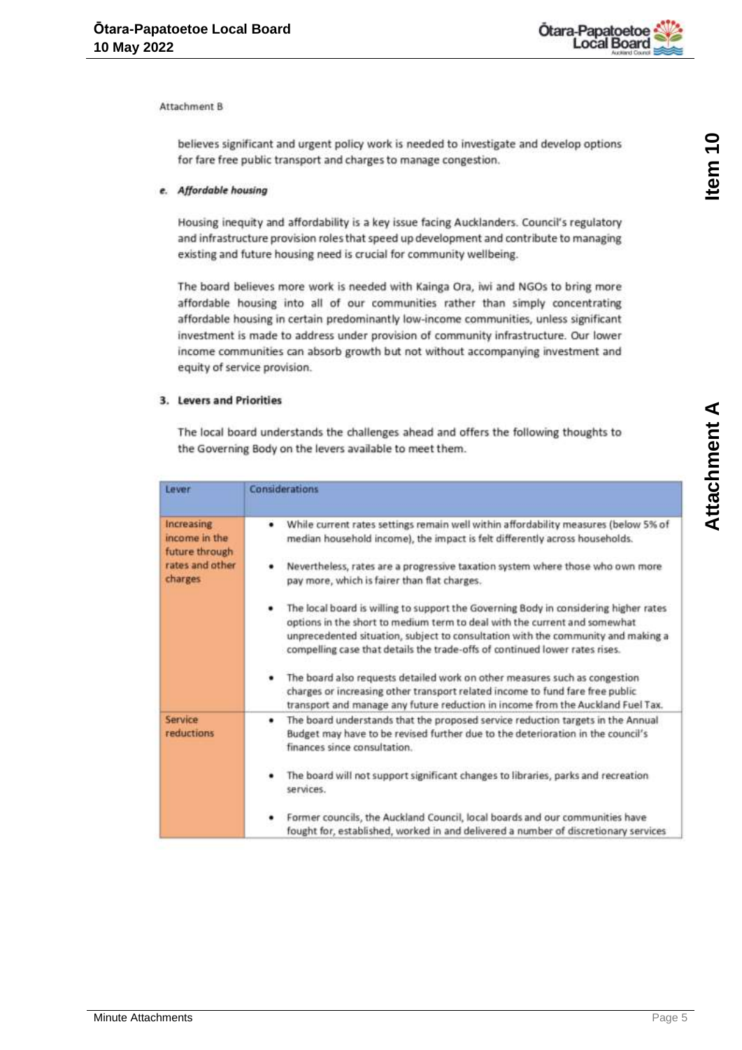Attachment B

believes significant and urgent policy work is needed to investigate and develop options for fare free public transport and charges to manage congestion.

***e. Affordable housing***

Housing inequity and affordability is a key issue facing Aucklanders. Council's regulatory and infrastructure provision roles that speed up development and contribute to managing existing and future housing need is crucial for community wellbeing.

The board believes more work is needed with Kainga Ora, iwi and NGOs to bring more affordable housing into all of our communities rather than simply concentrating affordable housing in certain predominantly low-income communities, unless significant investment is made to address under provision of community infrastructure. Our lower income communities can absorb growth but not without accompanying investment and equity of service provision.

**3. Levers and Priorities**

The local board understands the challenges ahead and offers the following thoughts to the Governing Body on the levers available to meet them.

| Lever | Considerations |
|---|---|
| Increasing income in the future through rates and other charges | • While current rates settings remain well within affordability measures (below 5% of median household income), the impact is felt differently across households.<br>• Nevertheless, rates are a progressive taxation system where those who own more pay more, which is fairer than flat charges.<br>• The local board is willing to support the Governing Body in considering higher rates options in the short to medium term to deal with the current and somewhat unprecedented situation, subject to consultation with the community and making a compelling case that details the trade-offs of continued lower rates rises.<br>• The board also requests detailed work on other measures such as congestion charges or increasing other transport related income to fund fare free public transport and manage any future reduction in income from the Auckland Fuel Tax. |
| Service reductions | • The board understands that the proposed service reduction targets in the Annual Budget may have to be revised further due to the deterioration in the council's finances since consultation.<br>• The board will not support significant changes to libraries, parks and recreation services.<br>• Former councils, the Auckland Council, local boards and our communities have fought for, established, worked in and delivered a number of discretionary services |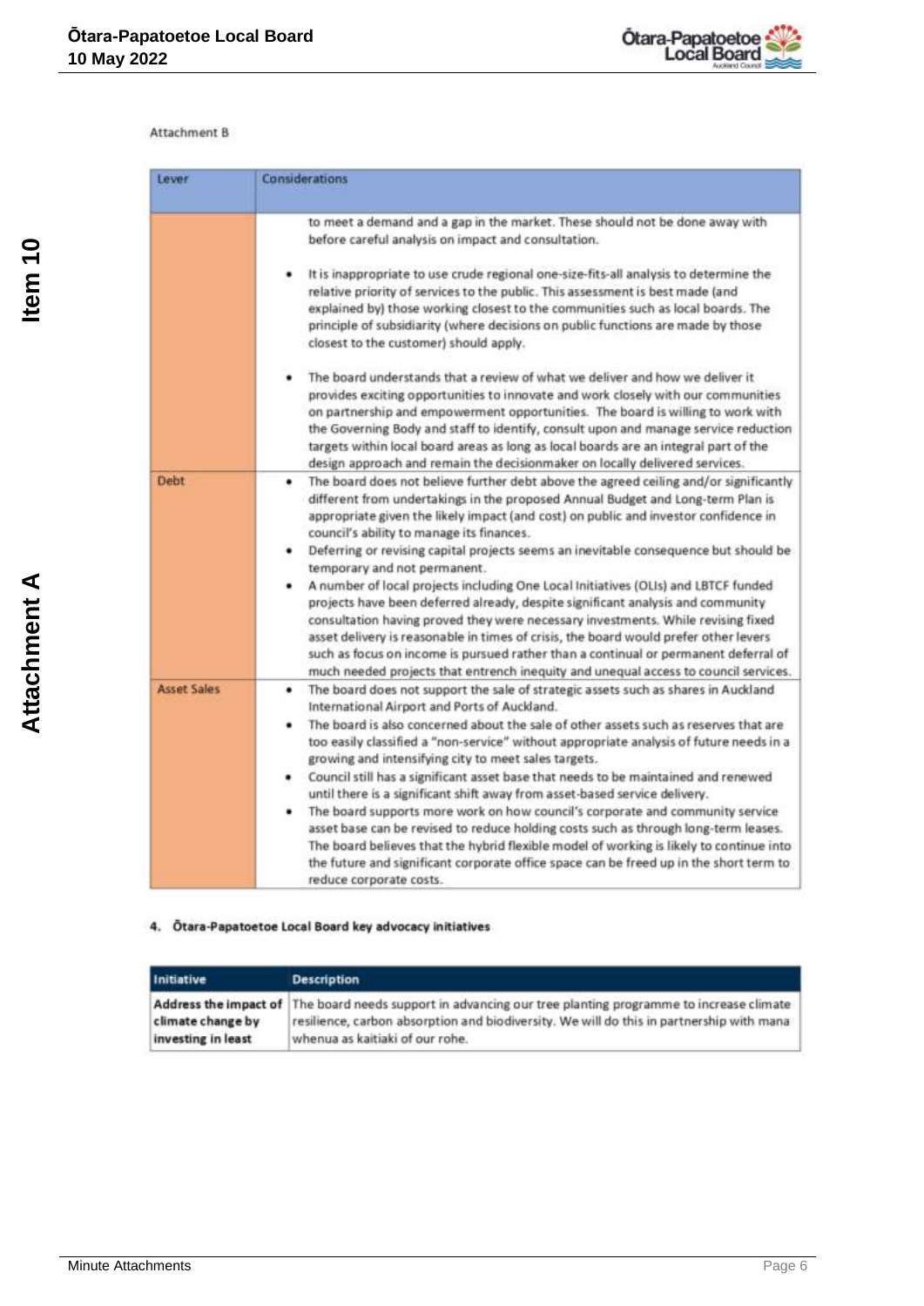Attachment B

| Lever | Considerations |
|---|---|
| | to meet a demand and a gap in the market. These should not be done away with before careful analysis on impact and consultation.<br><br>• It is inappropriate to use crude regional one-size-fits-all analysis to determine the relative priority of services to the public. This assessment is best made (and explained by) those working closest to the communities such as local boards. The principle of subsidiarity (where decisions on public functions are made by those closest to the customer) should apply.<br><br>• The board understands that a review of what we deliver and how we deliver it provides exciting opportunities to innovate and work closely with our communities on partnership and empowerment opportunities. The board is willing to work with the Governing Body and staff to identify, consult upon and manage service reduction targets within local board areas as long as local boards are an integral part of the design approach and remain the decisionmaker on locally delivered services. |
| Debt | • The board does not believe further debt above the agreed ceiling and/or significantly different from undertakings in the proposed Annual Budget and Long-term Plan is appropriate given the likely impact (and cost) on public and investor confidence in council's ability to manage its finances.<br>• Deferring or revising capital projects seems an inevitable consequence but should be temporary and not permanent.<br>• A number of local projects including One Local Initiatives (OLIs) and LBTCF funded projects have been deferred already, despite significant analysis and community consultation having proved they were necessary investments. While revising fixed asset delivery is reasonable in times of crisis, the board would prefer other levers such as focus on income is pursued rather than a continual or permanent deferral of much needed projects that entrench inequity and unequal access to council services. |
| Asset Sales | • The board does not support the sale of strategic assets such as shares in Auckland International Airport and Ports of Auckland.<br>• The board is also concerned about the sale of other assets such as reserves that are too easily classified a "non-service" without appropriate analysis of future needs in a growing and intensifying city to meet sales targets.<br>• Council still has a significant asset base that needs to be maintained and renewed until there is a significant shift away from asset-based service delivery.<br>• The board supports more work on how council's corporate and community service asset base can be revised to reduce holding costs such as through long-term leases. The board believes that the hybrid flexible model of working is likely to continue into the future and significant corporate office space can be freed up in the short term to reduce corporate costs. |

#### 4. Ōtara-Papatoetoe Local Board key advocacy initiatives

| Initiative | Description |
|---|---|
| **Address the impact of climate change by investing in least** | The board needs support in advancing our tree planting programme to increase climate resilience, carbon absorption and biodiversity. We will do this in partnership with mana whenua as kaitiaki of our rohe. |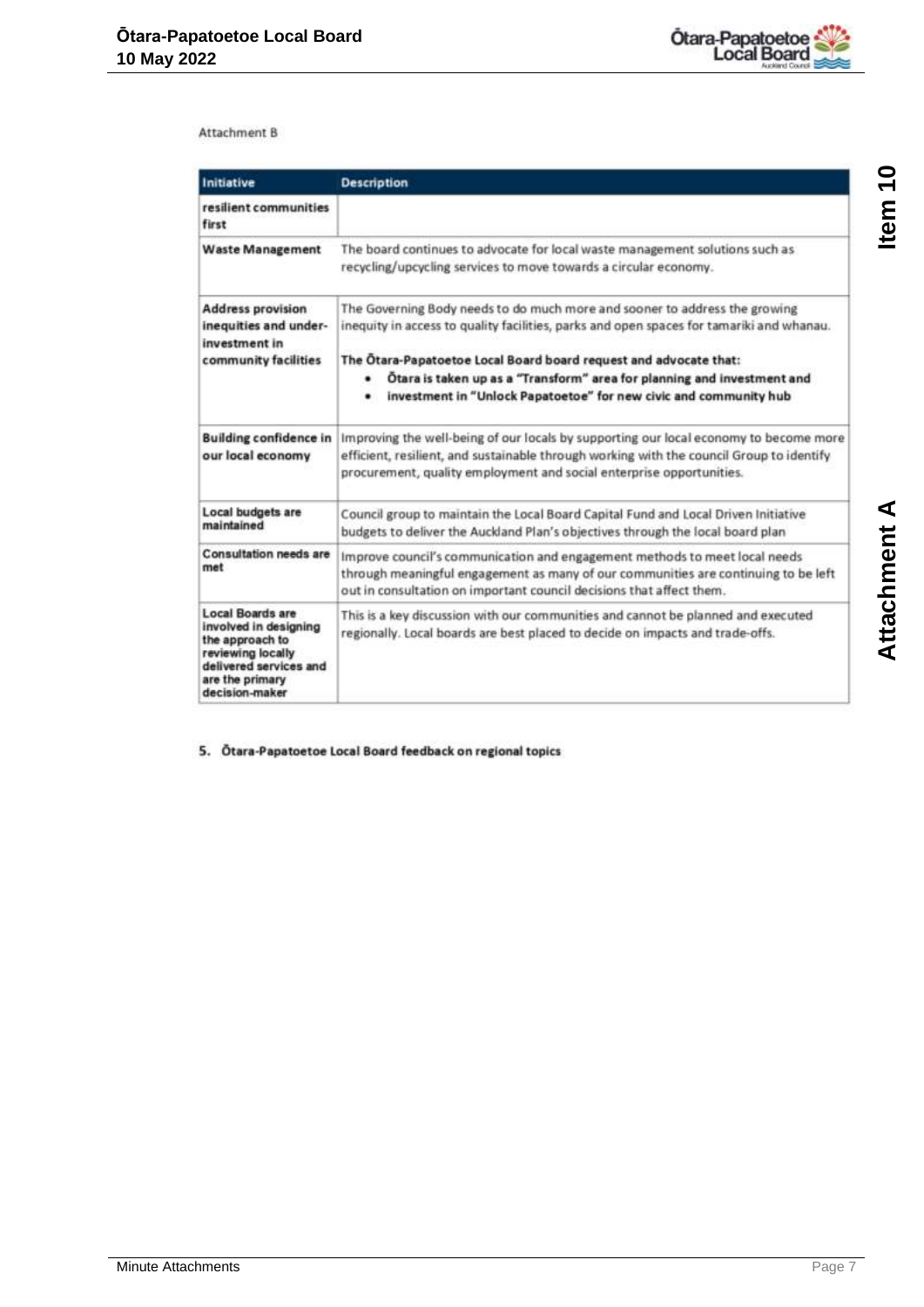Attachment B

| Initiative | Description |
| --- | --- |
| **resilient communities first** | |
| **Waste Management** | The board continues to advocate for local waste management solutions such as recycling/upcycling services to move towards a circular economy. |
| **Address provision inequities and under-investment in community facilities** | The Governing Body needs to do much more and sooner to address the growing inequity in access to quality facilities, parks and open spaces for tamariki and whanau.<br><br>**The Ōtara-Papatoetoe Local Board board request and advocate that:**<br>• **Ōtara is taken up as a "Transform" area for planning and investment and**<br>• **investment in "Unlock Papatoetoe" for new civic and community hub** |
| **Building confidence in our local economy** | Improving the well-being of our locals by supporting our local economy to become more efficient, resilient, and sustainable through working with the council Group to identify procurement, quality employment and social enterprise opportunities. |
| **Local budgets are maintained** | Council group to maintain the Local Board Capital Fund and Local Driven Initiative budgets to deliver the Auckland Plan's objectives through the local board plan |
| **Consultation needs are met** | Improve council's communication and engagement methods to meet local needs through meaningful engagement as many of our communities are continuing to be left out in consultation on important council decisions that affect them. |
| **Local Boards are involved in designing the approach to reviewing locally delivered services and are the primary decision-maker** | This is a key discussion with our communities and cannot be planned and executed regionally. Local boards are best placed to decide on impacts and trade-offs. |

**5. Ōtara-Papatoetoe Local Board feedback on regional topics**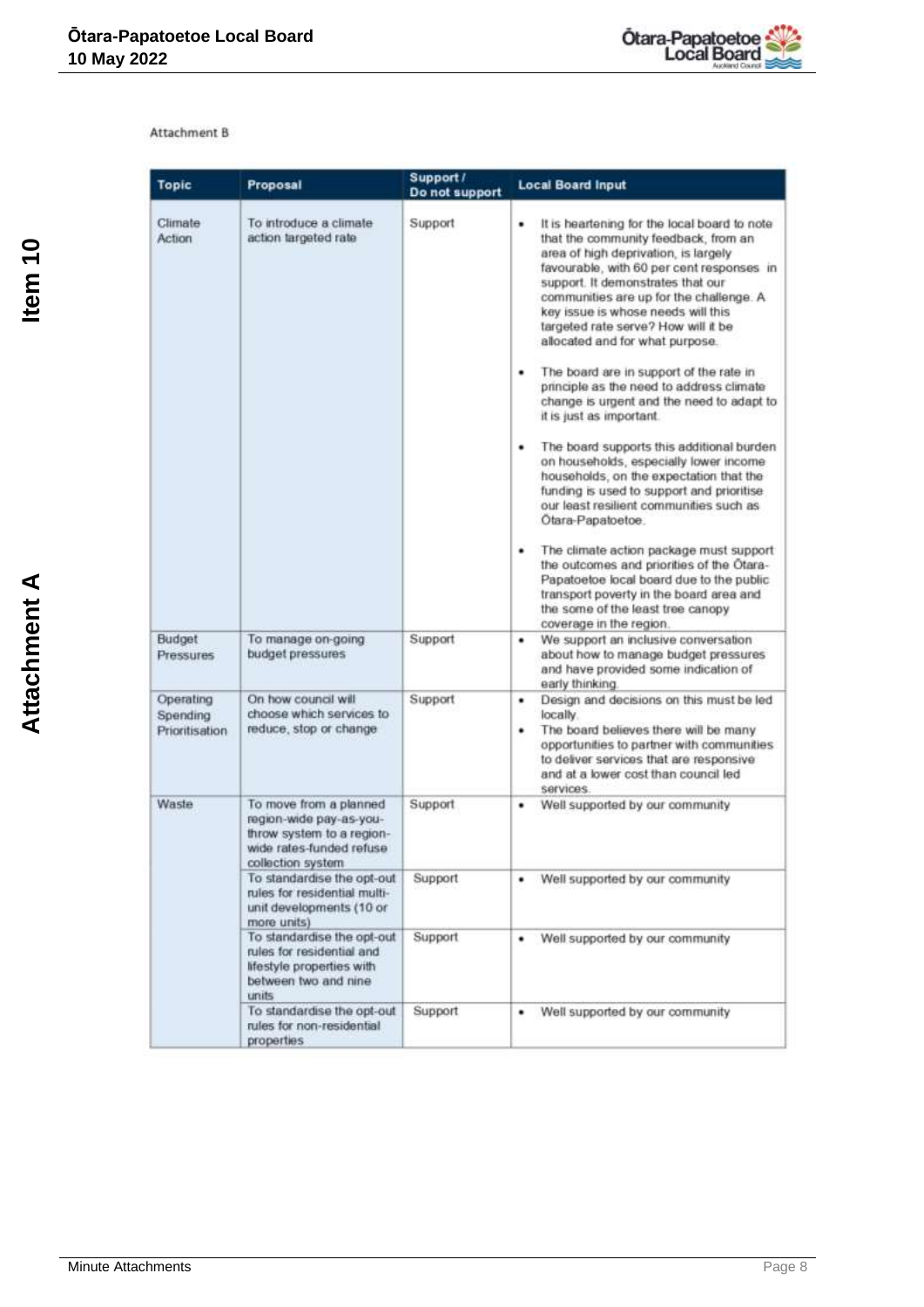Attachment B

| Topic | Proposal | Support / Do not support | Local Board Input |
|---|---|---|---|
| Climate Action | To introduce a climate action targeted rate | Support | • It is heartening for the local board to note that the community feedback, from an area of high deprivation, is largely favourable, with 60 per cent responses in support. It demonstrates that our communities are up for the challenge. A key issue is whose needs will this targeted rate serve? How will it be allocated and for what purpose.<br>• The board are in support of the rate in principle as the need to address climate change is urgent and the need to adapt to it is just as important.<br>• The board supports this additional burden on households, especially lower income households, on the expectation that the funding is used to support and prioritise our least resilient communities such as Ōtara-Papatoetoe.<br>• The climate action package must support the outcomes and priorities of the Ōtara-Papatoetoe local board due to the public transport poverty in the board area and the some of the least tree canopy coverage in the region. |
| Budget Pressures | To manage on-going budget pressures | Support | • We support an inclusive conversation about how to manage budget pressures and have provided some indication of early thinking. |
| Operating Spending Prioritisation | On how council will choose which services to reduce, stop or change | Support | • Design and decisions on this must be led locally.<br>• The board believes there will be many opportunities to partner with communities to deliver services that are responsive and at a lower cost than council led services. |
| Waste | To move from a planned region-wide pay-as-you-throw system to a region-wide rates-funded refuse collection system | Support | • Well supported by our community |
| | To standardise the opt-out rules for residential multi-unit developments (10 or more units) | Support | • Well supported by our community |
| | To standardise the opt-out rules for residential and lifestyle properties with between two and nine units | Support | • Well supported by our community |
| | To standardise the opt-out rules for non-residential properties | Support | • Well supported by our community |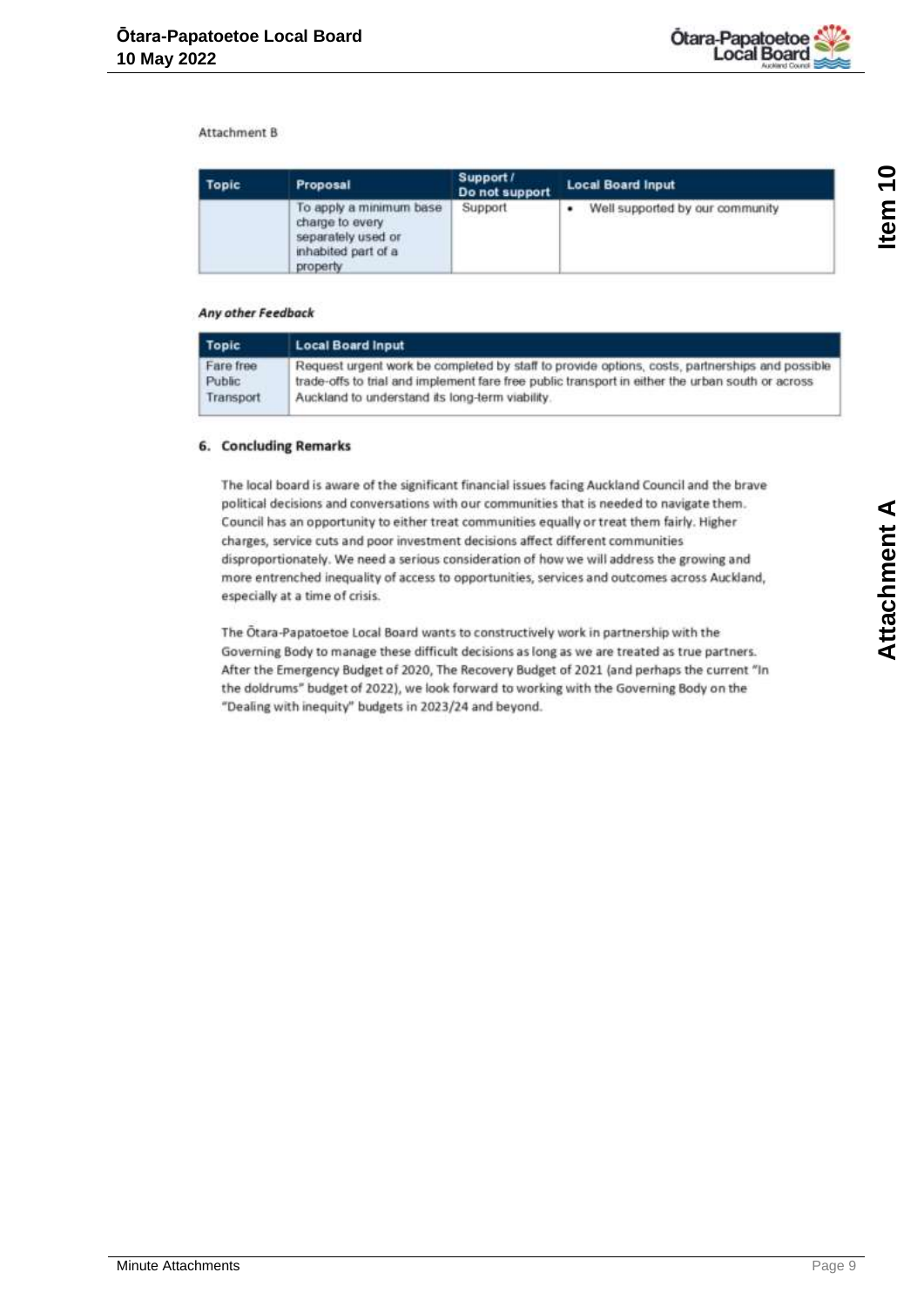Attachment B

| Topic | Proposal | Support / Do not support | Local Board Input |
| --- | --- | --- | --- |
| | To apply a minimum base charge to every separately used or inhabited part of a property | Support | • Well supported by our community |

***Any other Feedback***

| Topic | Local Board Input |
| --- | --- |
| Fare free Public Transport | Request urgent work be completed by staff to provide options, costs, partnerships and possible trade-offs to trial and implement fare free public transport in either the urban south or across Auckland to understand its long-term viability. |

## 6. Concluding Remarks

The local board is aware of the significant financial issues facing Auckland Council and the brave political decisions and conversations with our communities that is needed to navigate them. Council has an opportunity to either treat communities equally or treat them fairly. Higher charges, service cuts and poor investment decisions affect different communities disproportionately. We need a serious consideration of how we will address the growing and more entrenched inequality of access to opportunities, services and outcomes across Auckland, especially at a time of crisis.

The Ōtara-Papatoetoe Local Board wants to constructively work in partnership with the Governing Body to manage these difficult decisions as long as we are treated as true partners. After the Emergency Budget of 2020, The Recovery Budget of 2021 (and perhaps the current "In the doldrums" budget of 2022), we look forward to working with the Governing Body on the "Dealing with inequity" budgets in 2023/24 and beyond.